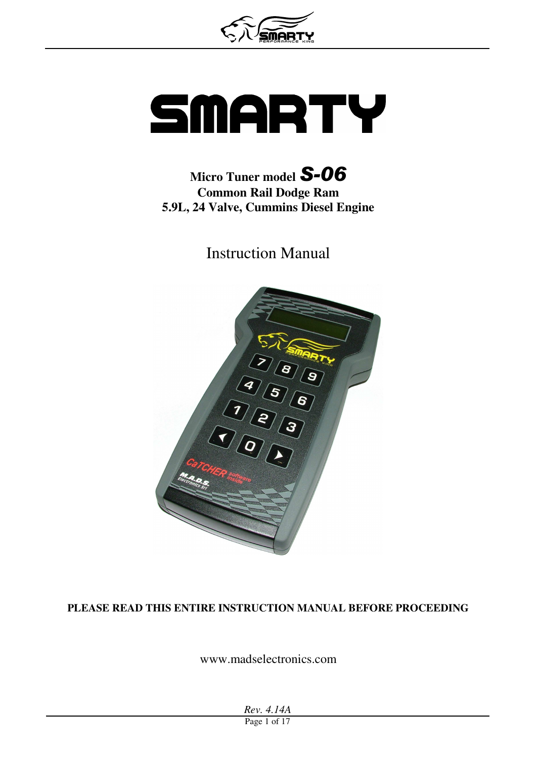# SMARTY

**Micro Tuner model *S-06***
**Common Rail Dodge Ram**
**5.9L, 24 Valve, Cummins Diesel Engine**

## Instruction Manual

**PLEASE READ THIS ENTIRE INSTRUCTION MANUAL BEFORE PROCEEDING**

www.madselectronics.com

*Rev. 4.14A*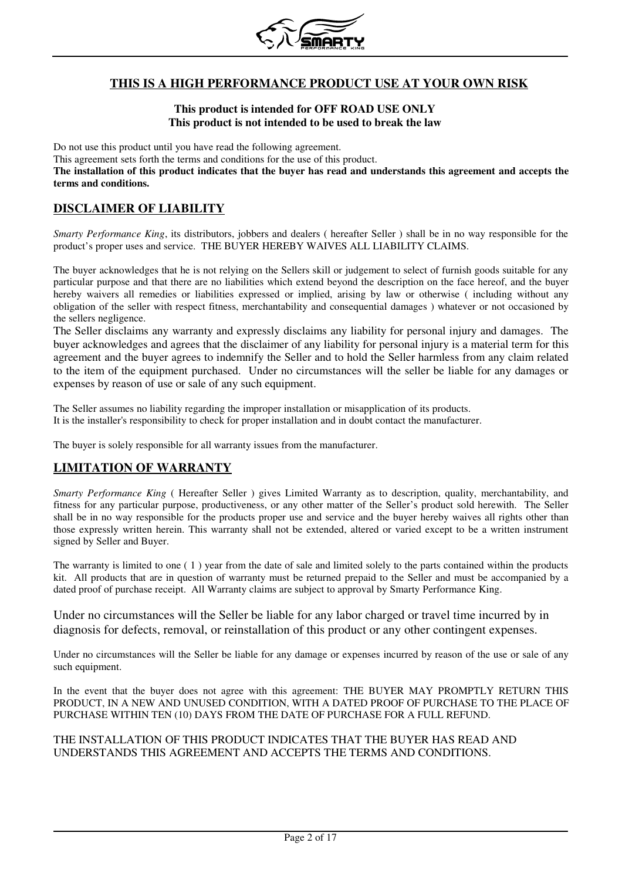## THIS IS A HIGH PERFORMANCE PRODUCT USE AT YOUR OWN RISK

**This product is intended for OFF ROAD USE ONLY**
**This product is not intended to be used to break the law**

Do not use this product until you have read the following agreement.
This agreement sets forth the terms and conditions for the use of this product.
**The installation of this product indicates that the buyer has read and understands this agreement and accepts the terms and conditions.**

## DISCLAIMER OF LIABILITY

*Smarty Performance King*, its distributors, jobbers and dealers ( hereafter Seller ) shall be in no way responsible for the product's proper uses and service. THE BUYER HEREBY WAIVES ALL LIABILITY CLAIMS.

The buyer acknowledges that he is not relying on the Sellers skill or judgement to select of furnish goods suitable for any particular purpose and that there are no liabilities which extend beyond the description on the face hereof, and the buyer hereby waivers all remedies or liabilities expressed or implied, arising by law or otherwise ( including without any obligation of the seller with respect fitness, merchantability and consequential damages ) whatever or not occasioned by the sellers negligence.
The Seller disclaims any warranty and expressly disclaims any liability for personal injury and damages. The buyer acknowledges and agrees that the disclaimer of any liability for personal injury is a material term for this agreement and the buyer agrees to indemnify the Seller and to hold the Seller harmless from any claim related to the item of the equipment purchased. Under no circumstances will the seller be liable for any damages or expenses by reason of use or sale of any such equipment.

The Seller assumes no liability regarding the improper installation or misapplication of its products.
It is the installer's responsibility to check for proper installation and in doubt contact the manufacturer.

The buyer is solely responsible for all warranty issues from the manufacturer.

## LIMITATION OF WARRANTY

*Smarty Performance King* ( Hereafter Seller ) gives Limited Warranty as to description, quality, merchantability, and fitness for any particular purpose, productiveness, or any other matter of the Seller's product sold herewith. The Seller shall be in no way responsible for the products proper use and service and the buyer hereby waives all rights other than those expressly written herein. This warranty shall not be extended, altered or varied except to be a written instrument signed by Seller and Buyer.

The warranty is limited to one ( 1 ) year from the date of sale and limited solely to the parts contained within the products kit. All products that are in question of warranty must be returned prepaid to the Seller and must be accompanied by a dated proof of purchase receipt. All Warranty claims are subject to approval by Smarty Performance King.

Under no circumstances will the Seller be liable for any labor charged or travel time incurred by in diagnosis for defects, removal, or reinstallation of this product or any other contingent expenses.

Under no circumstances will the Seller be liable for any damage or expenses incurred by reason of the use or sale of any such equipment.

In the event that the buyer does not agree with this agreement: THE BUYER MAY PROMPTLY RETURN THIS PRODUCT, IN A NEW AND UNUSED CONDITION, WITH A DATED PROOF OF PURCHASE TO THE PLACE OF PURCHASE WITHIN TEN (10) DAYS FROM THE DATE OF PURCHASE FOR A FULL REFUND.

THE INSTALLATION OF THIS PRODUCT INDICATES THAT THE BUYER HAS READ AND UNDERSTANDS THIS AGREEMENT AND ACCEPTS THE TERMS AND CONDITIONS.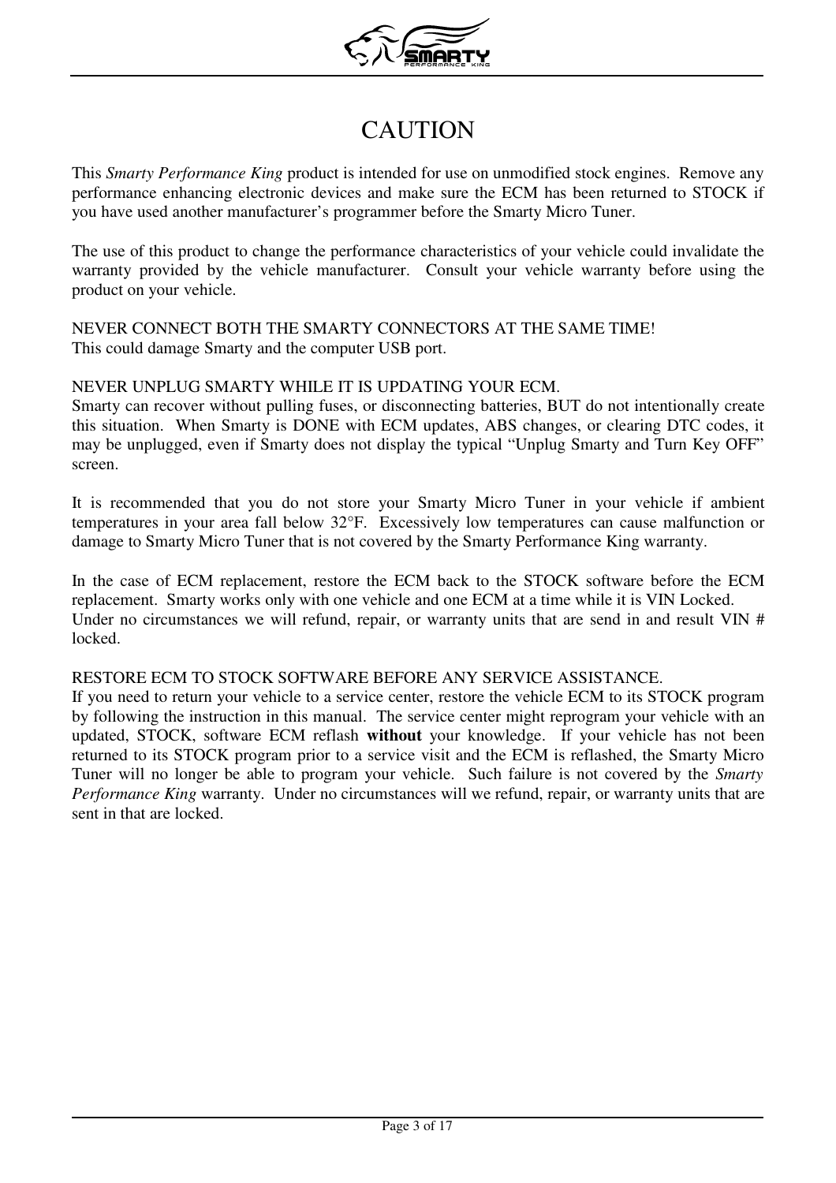# CAUTION

This *Smarty Performance King* product is intended for use on unmodified stock engines. Remove any performance enhancing electronic devices and make sure the ECM has been returned to STOCK if you have used another manufacturer's programmer before the Smarty Micro Tuner.

The use of this product to change the performance characteristics of your vehicle could invalidate the warranty provided by the vehicle manufacturer. Consult your vehicle warranty before using the product on your vehicle.

NEVER CONNECT BOTH THE SMARTY CONNECTORS AT THE SAME TIME!
This could damage Smarty and the computer USB port.

NEVER UNPLUG SMARTY WHILE IT IS UPDATING YOUR ECM.
Smarty can recover without pulling fuses, or disconnecting batteries, BUT do not intentionally create this situation. When Smarty is DONE with ECM updates, ABS changes, or clearing DTC codes, it may be unplugged, even if Smarty does not display the typical "Unplug Smarty and Turn Key OFF" screen.

It is recommended that you do not store your Smarty Micro Tuner in your vehicle if ambient temperatures in your area fall below 32°F. Excessively low temperatures can cause malfunction or damage to Smarty Micro Tuner that is not covered by the Smarty Performance King warranty.

In the case of ECM replacement, restore the ECM back to the STOCK software before the ECM replacement. Smarty works only with one vehicle and one ECM at a time while it is VIN Locked.
Under no circumstances we will refund, repair, or warranty units that are send in and result VIN # locked.

RESTORE ECM TO STOCK SOFTWARE BEFORE ANY SERVICE ASSISTANCE.
If you need to return your vehicle to a service center, restore the vehicle ECM to its STOCK program by following the instruction in this manual. The service center might reprogram your vehicle with an updated, STOCK, software ECM reflash **without** your knowledge. If your vehicle has not been returned to its STOCK program prior to a service visit and the ECM is reflashed, the Smarty Micro Tuner will no longer be able to program your vehicle. Such failure is not covered by the *Smarty Performance King* warranty. Under no circumstances will we refund, repair, or warranty units that are sent in that are locked.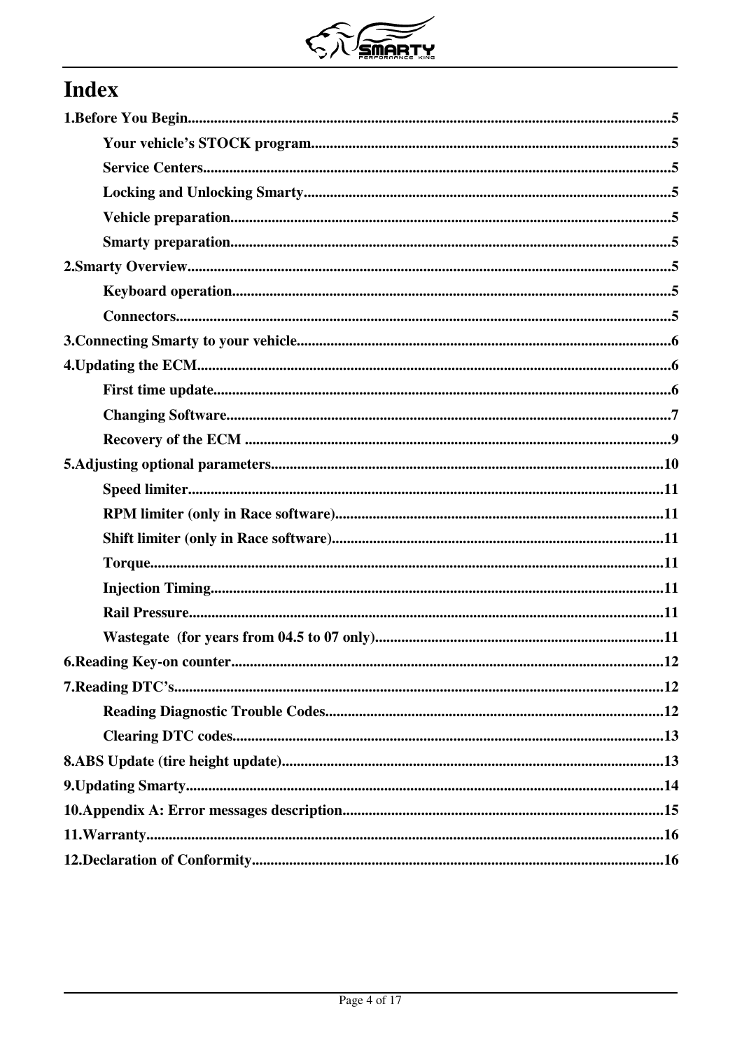# Index

**1.Before You Begin**.....5

- **Your vehicle's STOCK program**.....5
- **Service Centers**.....5
- **Locking and Unlocking Smarty**.....5
- **Vehicle preparation**.....5
- **Smarty preparation**.....5

**2.Smarty Overview**.....5

- **Keyboard operation**.....5
- **Connectors**.....5

**3.Connecting Smarty to your vehicle**.....6

**4.Updating the ECM**.....6

- **First time update**.....6
- **Changing Software**.....7
- **Recovery of the ECM** .....9

**5.Adjusting optional parameters**.....10

- **Speed limiter**.....11
- **RPM limiter (only in Race software)**.....11
- **Shift limiter (only in Race software)**.....11
- **Torque**.....11
- **Injection Timing**.....11
- **Rail Pressure**.....11
- **Wastegate (for years from 04.5 to 07 only)**.....11

**6.Reading Key-on counter**.....12

**7.Reading DTC's**.....12

- **Reading Diagnostic Trouble Codes**.....12
- **Clearing DTC codes**.....13

**8.ABS Update (tire height update)**.....13

**9.Updating Smarty**.....14

**10.Appendix A: Error messages description**.....15

**11.Warranty**.....16

**12.Declaration of Conformity**.....16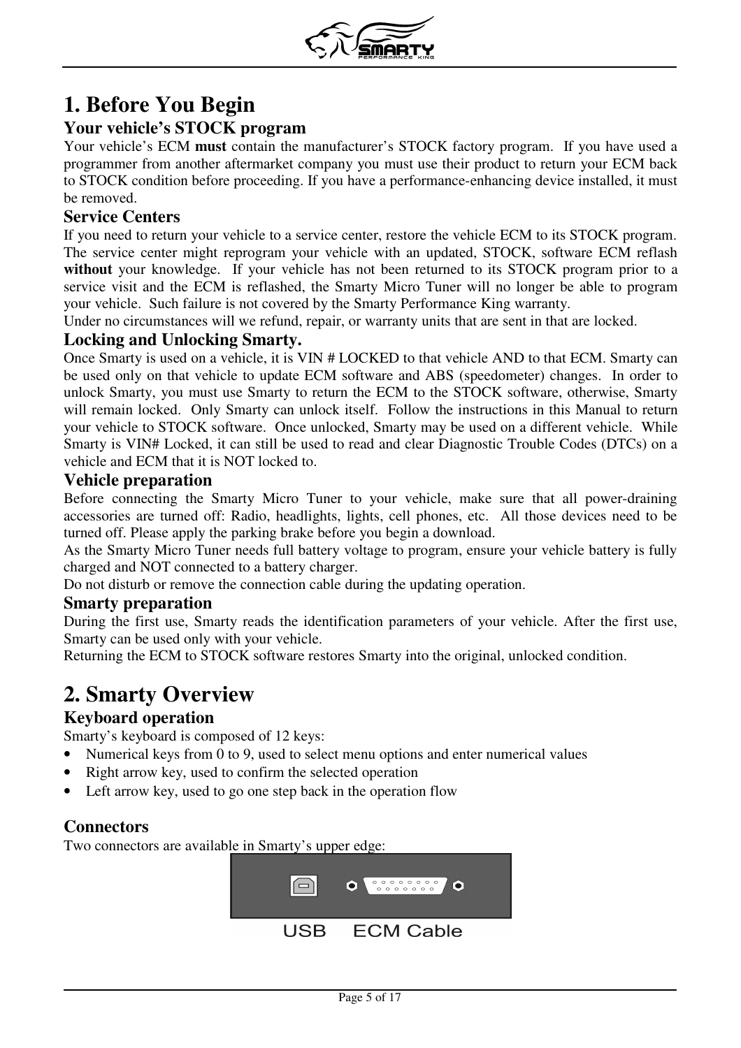# 1. Before You Begin

## Your vehicle's STOCK program

Your vehicle's ECM **must** contain the manufacturer's STOCK factory program. If you have used a programmer from another aftermarket company you must use their product to return your ECM back to STOCK condition before proceeding. If you have a performance-enhancing device installed, it must be removed.

## Service Centers

If you need to return your vehicle to a service center, restore the vehicle ECM to its STOCK program. The service center might reprogram your vehicle with an updated, STOCK, software ECM reflash **without** your knowledge. If your vehicle has not been returned to its STOCK program prior to a service visit and the ECM is reflashed, the Smarty Micro Tuner will no longer be able to program your vehicle. Such failure is not covered by the Smarty Performance King warranty.

Under no circumstances will we refund, repair, or warranty units that are sent in that are locked.

## Locking and Unlocking Smarty.

Once Smarty is used on a vehicle, it is VIN # LOCKED to that vehicle AND to that ECM. Smarty can be used only on that vehicle to update ECM software and ABS (speedometer) changes. In order to unlock Smarty, you must use Smarty to return the ECM to the STOCK software, otherwise, Smarty will remain locked. Only Smarty can unlock itself. Follow the instructions in this Manual to return your vehicle to STOCK software. Once unlocked, Smarty may be used on a different vehicle. While Smarty is VIN# Locked, it can still be used to read and clear Diagnostic Trouble Codes (DTCs) on a vehicle and ECM that it is NOT locked to.

## Vehicle preparation

Before connecting the Smarty Micro Tuner to your vehicle, make sure that all power-draining accessories are turned off: Radio, headlights, lights, cell phones, etc. All those devices need to be turned off. Please apply the parking brake before you begin a download.

As the Smarty Micro Tuner needs full battery voltage to program, ensure your vehicle battery is fully charged and NOT connected to a battery charger.

Do not disturb or remove the connection cable during the updating operation.

## Smarty preparation

During the first use, Smarty reads the identification parameters of your vehicle. After the first use, Smarty can be used only with your vehicle.

Returning the ECM to STOCK software restores Smarty into the original, unlocked condition.

# 2. Smarty Overview

## Keyboard operation

Smarty's keyboard is composed of 12 keys:

- Numerical keys from 0 to 9, used to select menu options and enter numerical values
- Right arrow key, used to confirm the selected operation
- Left arrow key, used to go one step back in the operation flow

## Connectors

Two connectors are available in Smarty's upper edge:

USB ECM Cable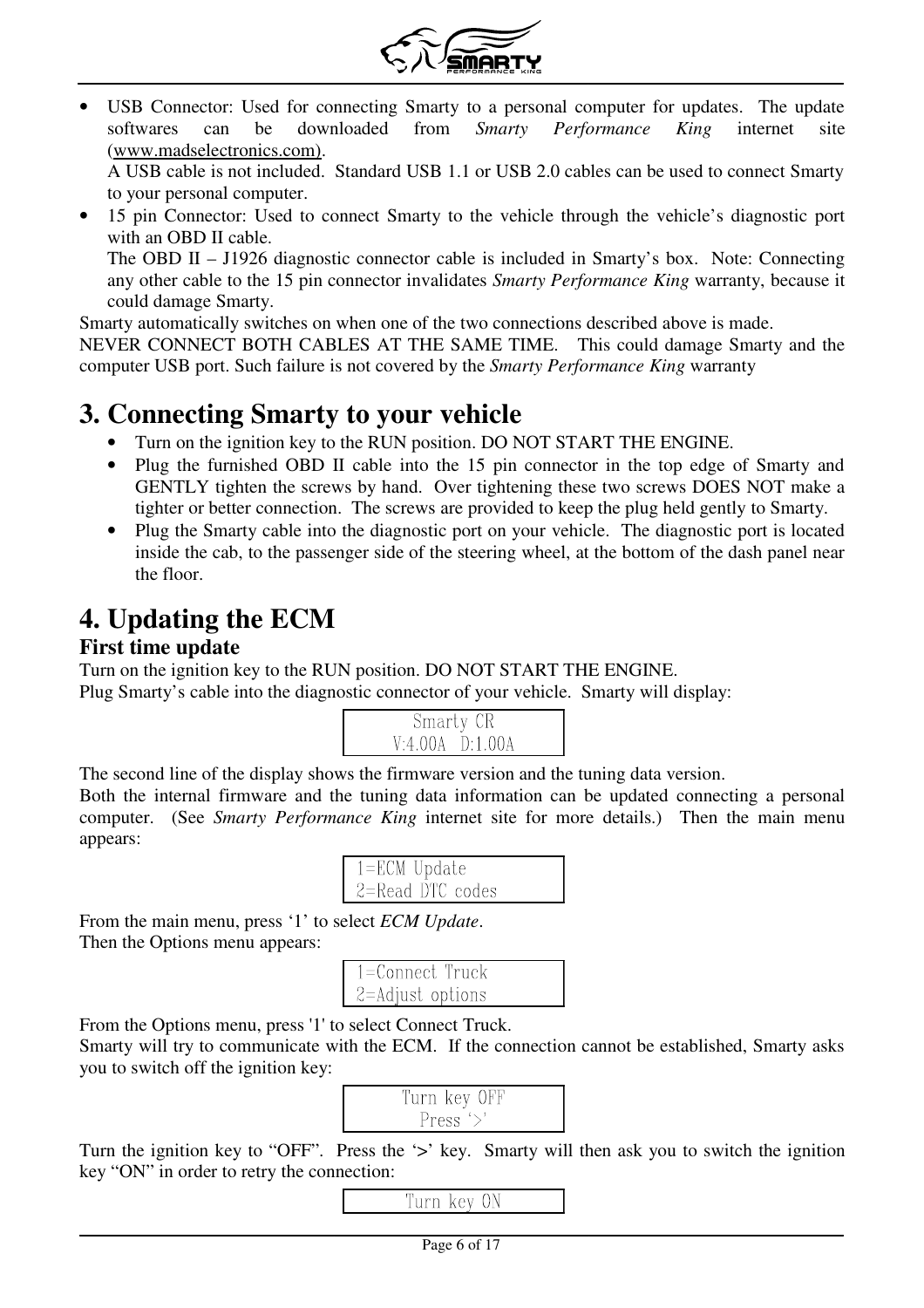- USB Connector: Used for connecting Smarty to a personal computer for updates. The update softwares can be downloaded from *Smarty Performance King* internet site (www.madselectronics.com).
  A USB cable is not included. Standard USB 1.1 or USB 2.0 cables can be used to connect Smarty to your personal computer.
- 15 pin Connector: Used to connect Smarty to the vehicle through the vehicle's diagnostic port with an OBD II cable.
  The OBD II – J1926 diagnostic connector cable is included in Smarty's box. Note: Connecting any other cable to the 15 pin connector invalidates *Smarty Performance King* warranty, because it could damage Smarty.

Smarty automatically switches on when one of the two connections described above is made.
NEVER CONNECT BOTH CABLES AT THE SAME TIME. This could damage Smarty and the computer USB port. Such failure is not covered by the *Smarty Performance King* warranty

# 3. Connecting Smarty to your vehicle

- Turn on the ignition key to the RUN position. DO NOT START THE ENGINE.
- Plug the furnished OBD II cable into the 15 pin connector in the top edge of Smarty and GENTLY tighten the screws by hand. Over tightening these two screws DOES NOT make a tighter or better connection. The screws are provided to keep the plug held gently to Smarty.
- Plug the Smarty cable into the diagnostic port on your vehicle. The diagnostic port is located inside the cab, to the passenger side of the steering wheel, at the bottom of the dash panel near the floor.

# 4. Updating the ECM

## First time update

Turn on the ignition key to the RUN position. DO NOT START THE ENGINE.
Plug Smarty's cable into the diagnostic connector of your vehicle. Smarty will display:

```
Smarty CR
V:4.00A  D:1.00A
```

The second line of the display shows the firmware version and the tuning data version.
Both the internal firmware and the tuning data information can be updated connecting a personal computer. (See *Smarty Performance King* internet site for more details.) Then the main menu appears:

```
1=ECM Update
2=Read DTC codes
```

From the main menu, press '1' to select *ECM Update*.
Then the Options menu appears:

```
1=Connect Truck
2=Adjust options
```

From the Options menu, press '1' to select Connect Truck.
Smarty will try to communicate with the ECM. If the connection cannot be established, Smarty asks you to switch off the ignition key:

```
Turn key OFF
Press '>'
```

Turn the ignition key to "OFF". Press the '>' key. Smarty will then ask you to switch the ignition key "ON" in order to retry the connection:

```
Turn key ON
```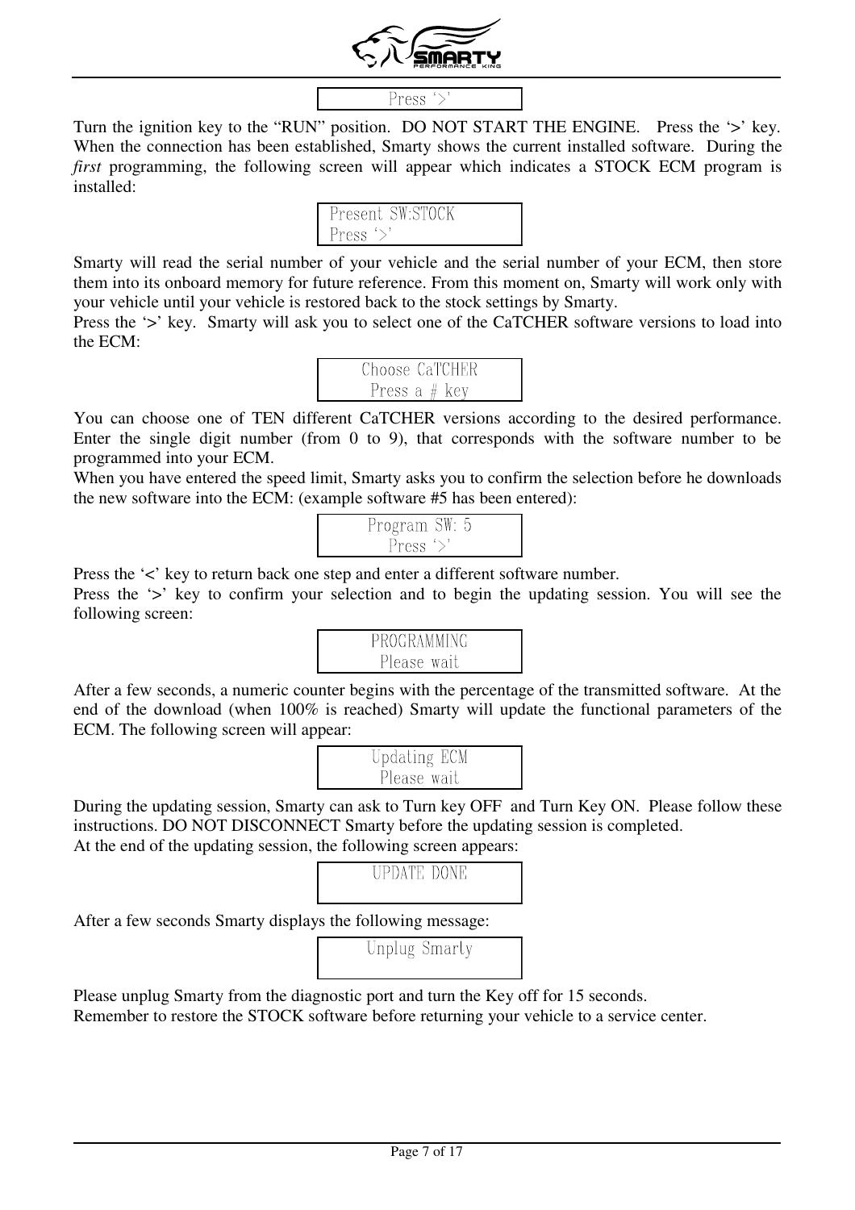```
Press '>'
```

Turn the ignition key to the "RUN" position. DO NOT START THE ENGINE. Press the '>' key. When the connection has been established, Smarty shows the current installed software. During the *first* programming, the following screen will appear which indicates a STOCK ECM program is installed:

```
Present SW:STOCK
Press '>'
```

Smarty will read the serial number of your vehicle and the serial number of your ECM, then store them into its onboard memory for future reference. From this moment on, Smarty will work only with your vehicle until your vehicle is restored back to the stock settings by Smarty.

Press the '>' key. Smarty will ask you to select one of the CaTCHER software versions to load into the ECM:

```
Choose CaTCHER
Press a # key
```

You can choose one of TEN different CaTCHER versions according to the desired performance. Enter the single digit number (from 0 to 9), that corresponds with the software number to be programmed into your ECM.

When you have entered the speed limit, Smarty asks you to confirm the selection before he downloads the new software into the ECM: (example software #5 has been entered):

```
Program SW: 5
Press '>'
```

Press the '<' key to return back one step and enter a different software number.

Press the '>' key to confirm your selection and to begin the updating session. You will see the following screen:

```
PROGRAMMING
Please wait
```

After a few seconds, a numeric counter begins with the percentage of the transmitted software. At the end of the download (when 100% is reached) Smarty will update the functional parameters of the ECM. The following screen will appear:

```
Updating ECM
Please wait
```

During the updating session, Smarty can ask to Turn key OFF and Turn Key ON. Please follow these instructions. DO NOT DISCONNECT Smarty before the updating session is completed.

At the end of the updating session, the following screen appears:

```
UPDATE DONE
```

After a few seconds Smarty displays the following message:

```
Unplug Smarty
```

Please unplug Smarty from the diagnostic port and turn the Key off for 15 seconds.

Remember to restore the STOCK software before returning your vehicle to a service center.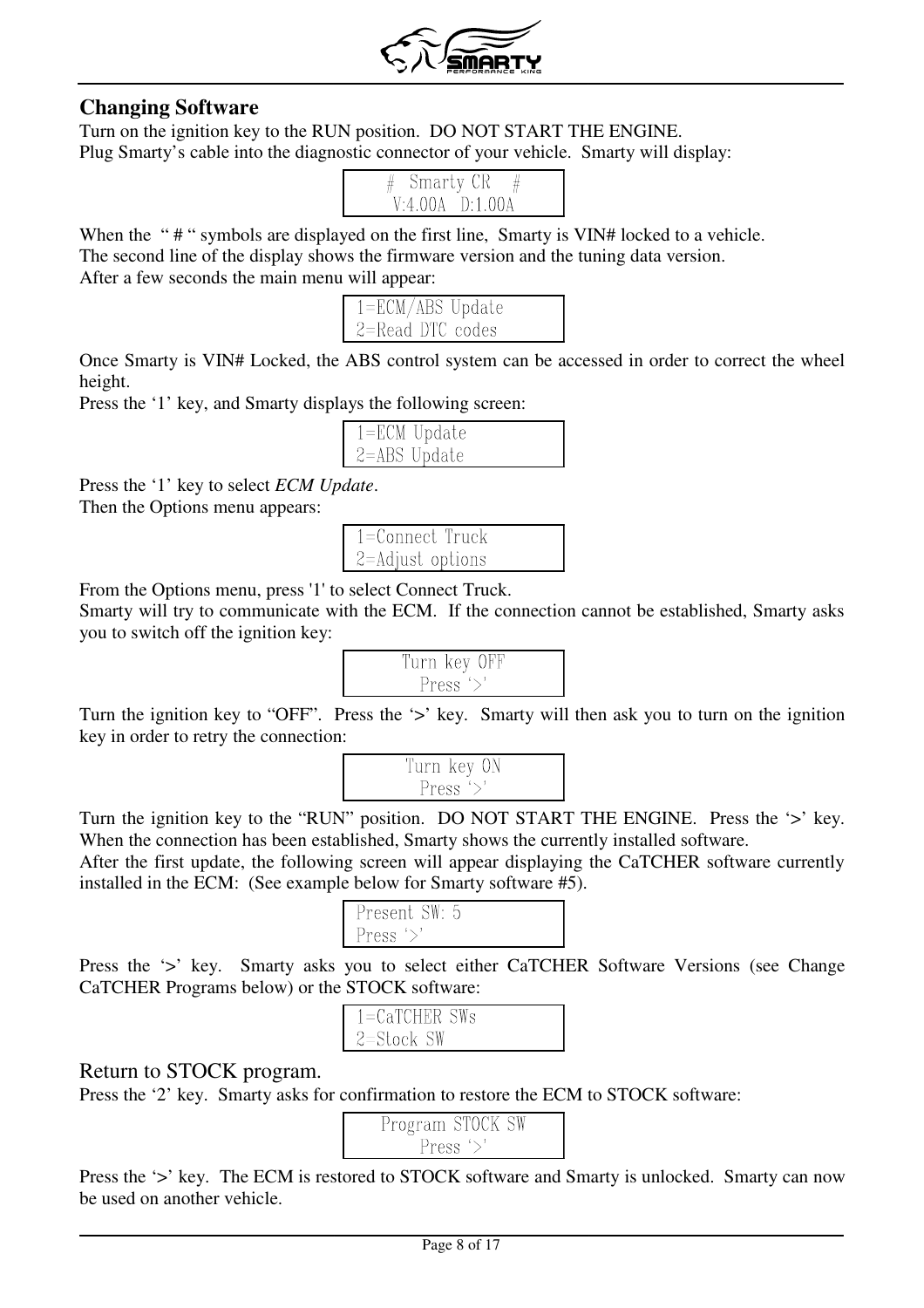## Changing Software

Turn on the ignition key to the RUN position. DO NOT START THE ENGINE.
Plug Smarty's cable into the diagnostic connector of your vehicle. Smarty will display:

```
#  Smarty CR   #
V:4.00A  D:1.00A
```

When the " # " symbols are displayed on the first line, Smarty is VIN# locked to a vehicle.
The second line of the display shows the firmware version and the tuning data version.
After a few seconds the main menu will appear:

```
1=ECM/ABS Update
2=Read DTC codes
```

Once Smarty is VIN# Locked, the ABS control system can be accessed in order to correct the wheel height.
Press the '1' key, and Smarty displays the following screen:

```
1=ECM Update
2=ABS Update
```

Press the '1' key to select *ECM Update*.
Then the Options menu appears:

```
1=Connect Truck
2=Adjust options
```

From the Options menu, press '1' to select Connect Truck.
Smarty will try to communicate with the ECM. If the connection cannot be established, Smarty asks you to switch off the ignition key:

```
Turn key OFF
Press '>'
```

Turn the ignition key to "OFF". Press the '>' key. Smarty will then ask you to turn on the ignition key in order to retry the connection:

```
Turn key ON
Press '>'
```

Turn the ignition key to the "RUN" position. DO NOT START THE ENGINE. Press the '>' key.
When the connection has been established, Smarty shows the currently installed software.
After the first update, the following screen will appear displaying the CaTCHER software currently installed in the ECM: (See example below for Smarty software #5).

```
Present SW: 5
Press '>'
```

Press the '>' key. Smarty asks you to select either CaTCHER Software Versions (see Change CaTCHER Programs below) or the STOCK software:

```
1=CaTCHER SWs
2=Stock SW
```

### Return to STOCK program.

Press the '2' key. Smarty asks for confirmation to restore the ECM to STOCK software:

```
Program STOCK SW
Press '>'
```

Press the '>' key. The ECM is restored to STOCK software and Smarty is unlocked. Smarty can now be used on another vehicle.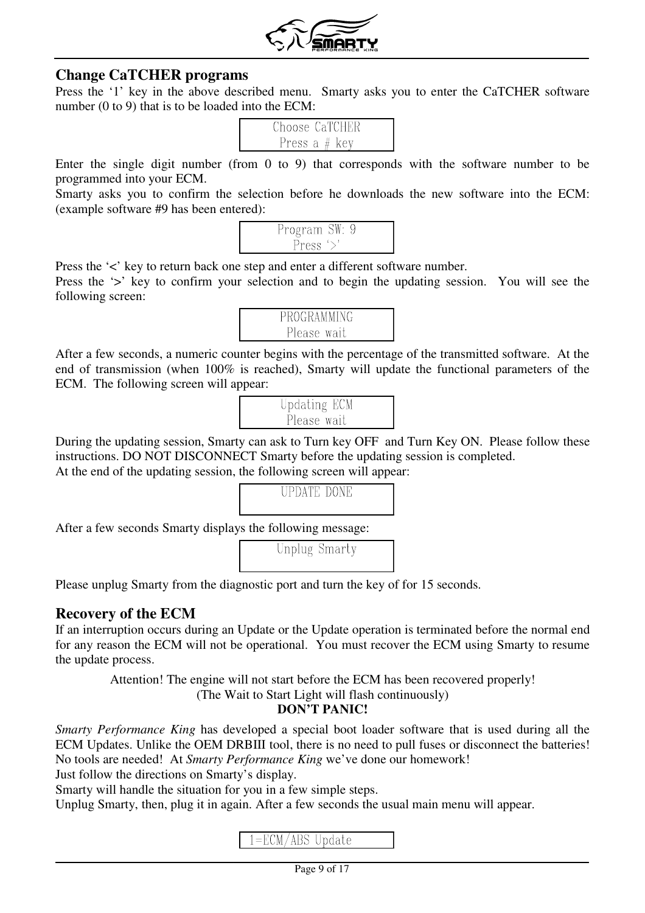## Change CaTCHER programs

Press the '1' key in the above described menu. Smarty asks you to enter the CaTCHER software number (0 to 9) that is to be loaded into the ECM:

```
Choose CaTCHER
Press a # key
```

Enter the single digit number (from 0 to 9) that corresponds with the software number to be programmed into your ECM.

Smarty asks you to confirm the selection before he downloads the new software into the ECM: (example software #9 has been entered):

```
Program SW: 9
Press '>'
```

Press the '<' key to return back one step and enter a different software number.

Press the '>' key to confirm your selection and to begin the updating session. You will see the following screen:

```
PROGRAMMING
Please wait
```

After a few seconds, a numeric counter begins with the percentage of the transmitted software. At the end of transmission (when 100% is reached), Smarty will update the functional parameters of the ECM. The following screen will appear:

```
Updating ECM
Please wait
```

During the updating session, Smarty can ask to Turn key OFF and Turn Key ON. Please follow these instructions. DO NOT DISCONNECT Smarty before the updating session is completed.

At the end of the updating session, the following screen will appear:

```
UPDATE DONE
```

After a few seconds Smarty displays the following message:

```
Unplug Smarty
```

Please unplug Smarty from the diagnostic port and turn the key of for 15 seconds.

## Recovery of the ECM

If an interruption occurs during an Update or the Update operation is terminated before the normal end for any reason the ECM will not be operational. You must recover the ECM using Smarty to resume the update process.

Attention! The engine will not start before the ECM has been recovered properly!
(The Wait to Start Light will flash continuously)
**DON'T PANIC!**

*Smarty Performance King* has developed a special boot loader software that is used during all the ECM Updates. Unlike the OEM DRBIII tool, there is no need to pull fuses or disconnect the batteries! No tools are needed! At *Smarty Performance King* we've done our homework!

Just follow the directions on Smarty's display.

Smarty will handle the situation for you in a few simple steps.

Unplug Smarty, then, plug it in again. After a few seconds the usual main menu will appear.

```
1=ECM/ABS Update
```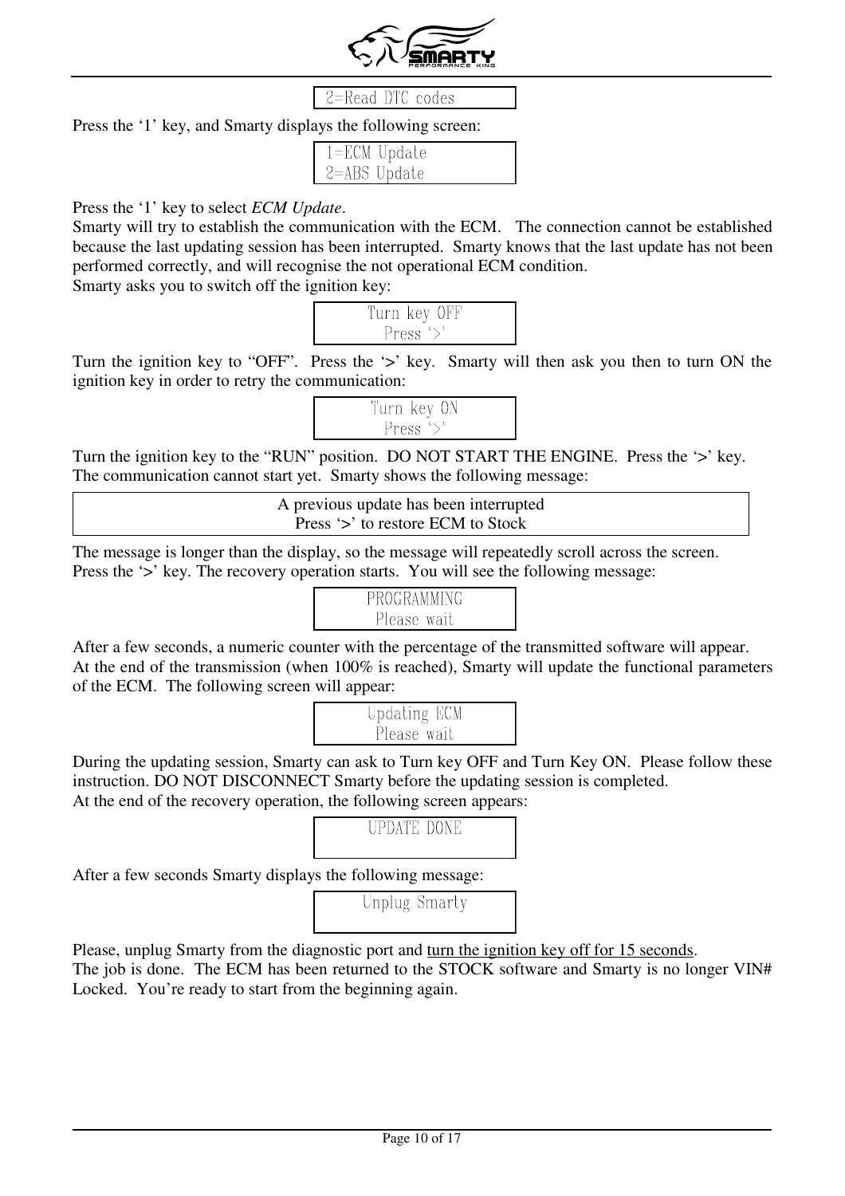```
2=Read DTC codes
```

Press the '1' key, and Smarty displays the following screen:

```
1=ECM Update
2=ABS Update
```

Press the '1' key to select *ECM Update*.
Smarty will try to establish the communication with the ECM. The connection cannot be established because the last updating session has been interrupted. Smarty knows that the last update has not been performed correctly, and will recognise the not operational ECM condition.
Smarty asks you to switch off the ignition key:

```
Turn key OFF
Press '>'
```

Turn the ignition key to "OFF". Press the '>' key. Smarty will then ask you then to turn ON the ignition key in order to retry the communication:

```
Turn key ON
Press '>'
```

Turn the ignition key to the "RUN" position. DO NOT START THE ENGINE. Press the '>' key.
The communication cannot start yet. Smarty shows the following message:

```
A previous update has been interrupted
Press '>' to restore ECM to Stock
```

The message is longer than the display, so the message will repeatedly scroll across the screen.
Press the '>' key. The recovery operation starts. You will see the following message:

```
PROGRAMMING
Please wait
```

After a few seconds, a numeric counter with the percentage of the transmitted software will appear.
At the end of the transmission (when 100% is reached), Smarty will update the functional parameters of the ECM. The following screen will appear:

```
Updating ECM
Please wait
```

During the updating session, Smarty can ask to Turn key OFF and Turn Key ON. Please follow these instruction. DO NOT DISCONNECT Smarty before the updating session is completed.
At the end of the recovery operation, the following screen appears:

```
UPDATE DONE
```

After a few seconds Smarty displays the following message:

```
Unplug Smarty
```

Please, unplug Smarty from the diagnostic port and <u>turn the ignition key off for 15 seconds</u>.
The job is done. The ECM has been returned to the STOCK software and Smarty is no longer VIN# Locked. You're ready to start from the beginning again.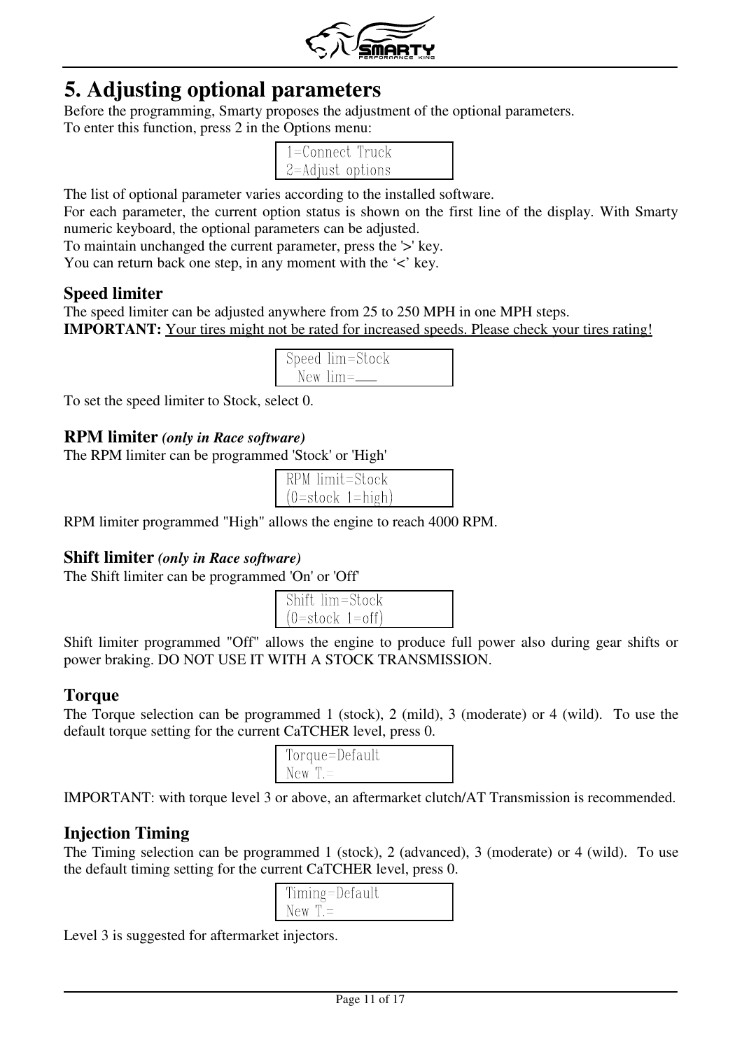# 5. Adjusting optional parameters

Before the programming, Smarty proposes the adjustment of the optional parameters.
To enter this function, press 2 in the Options menu:

```
1=Connect Truck
2=Adjust options
```

The list of optional parameter varies according to the installed software.
For each parameter, the current option status is shown on the first line of the display. With Smarty numeric keyboard, the optional parameters can be adjusted.
To maintain unchanged the current parameter, press the '>' key.
You can return back one step, in any moment with the '<' key.

## Speed limiter

The speed limiter can be adjusted anywhere from 25 to 250 MPH in one MPH steps.
**IMPORTANT:** Your tires might not be rated for increased speeds. Please check your tires rating!

```
Speed lim=Stock
  New lim=___
```

To set the speed limiter to Stock, select 0.

## RPM limiter *(only in Race software)*

The RPM limiter can be programmed 'Stock' or 'High'

```
RPM limit=Stock
(0=stock 1=high)
```

RPM limiter programmed "High" allows the engine to reach 4000 RPM.

## Shift limiter *(only in Race software)*

The Shift limiter can be programmed 'On' or 'Off'

```
Shift lim=Stock
(0=stock 1=off)
```

Shift limiter programmed "Off" allows the engine to produce full power also during gear shifts or power braking. DO NOT USE IT WITH A STOCK TRANSMISSION.

## Torque

The Torque selection can be programmed 1 (stock), 2 (mild), 3 (moderate) or 4 (wild). To use the default torque setting for the current CaTCHER level, press 0.

```
Torque=Default
New T.=
```

IMPORTANT: with torque level 3 or above, an aftermarket clutch/AT Transmission is recommended.

## Injection Timing

The Timing selection can be programmed 1 (stock), 2 (advanced), 3 (moderate) or 4 (wild). To use the default timing setting for the current CaTCHER level, press 0.

```
Timing=Default
New T.=
```

Level 3 is suggested for aftermarket injectors.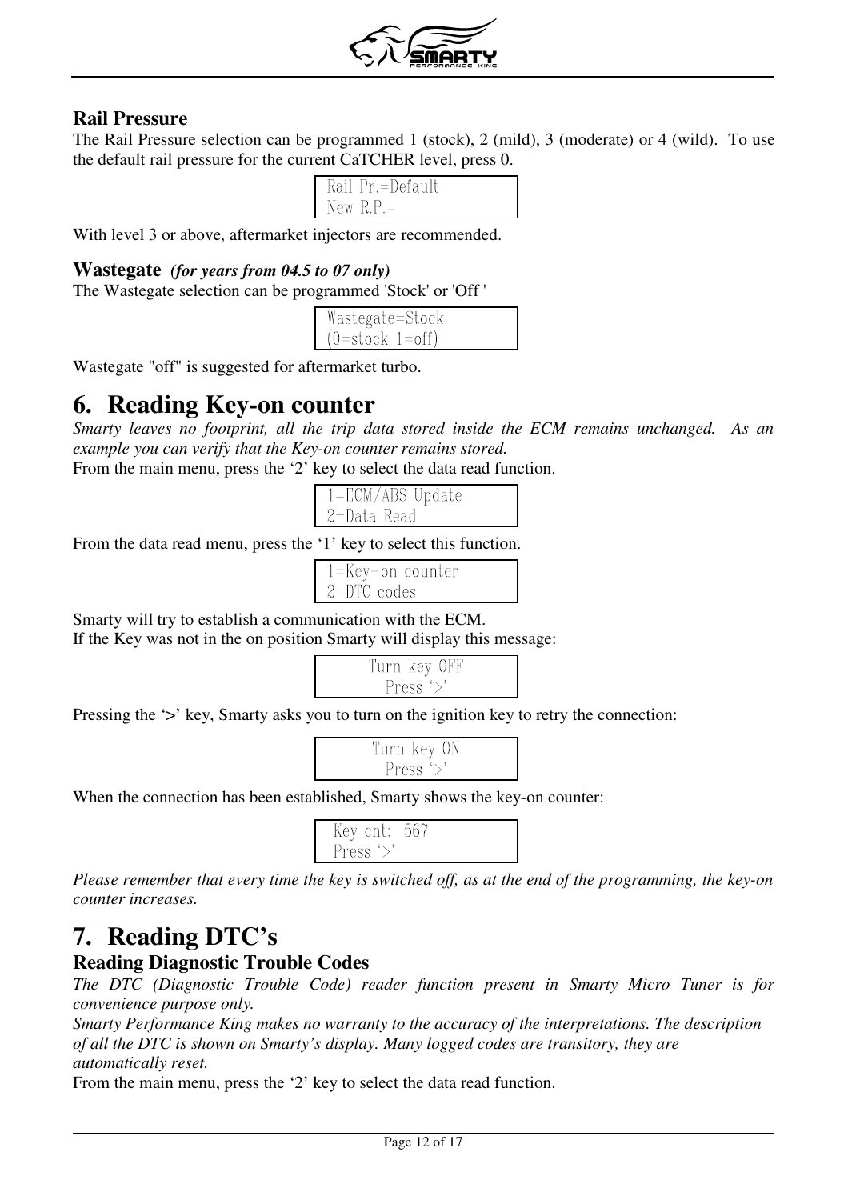### Rail Pressure

The Rail Pressure selection can be programmed 1 (stock), 2 (mild), 3 (moderate) or 4 (wild). To use the default rail pressure for the current CaTCHER level, press 0.

```
Rail Pr.=Default
New R.P.=
```

With level 3 or above, aftermarket injectors are recommended.

### Wastegate *(for years from 04.5 to 07 only)*

The Wastegate selection can be programmed 'Stock' or 'Off '

```
Wastegate=Stock
(0=stock 1=off)
```

Wastegate "off" is suggested for aftermarket turbo.

# 6. Reading Key-on counter

*Smarty leaves no footprint, all the trip data stored inside the ECM remains unchanged. As an example you can verify that the Key-on counter remains stored.*

From the main menu, press the '2' key to select the data read function.

```
1=ECM/ABS Update
2=Data Read
```

From the data read menu, press the '1' key to select this function.

```
1=Key-on counter
2=DTC codes
```

Smarty will try to establish a communication with the ECM.
If the Key was not in the on position Smarty will display this message:

```
Turn key OFF
Press '>'
```

Pressing the '>' key, Smarty asks you to turn on the ignition key to retry the connection:

```
Turn key ON
Press '>'
```

When the connection has been established, Smarty shows the key-on counter:

```
Key cnt: 567
Press '>'
```

*Please remember that every time the key is switched off, as at the end of the programming, the key-on counter increases.*

# 7. Reading DTC's

### Reading Diagnostic Trouble Codes

*The DTC (Diagnostic Trouble Code) reader function present in Smarty Micro Tuner is for convenience purpose only.*

*Smarty Performance King makes no warranty to the accuracy of the interpretations. The description of all the DTC is shown on Smarty's display. Many logged codes are transitory, they are automatically reset.*

From the main menu, press the '2' key to select the data read function.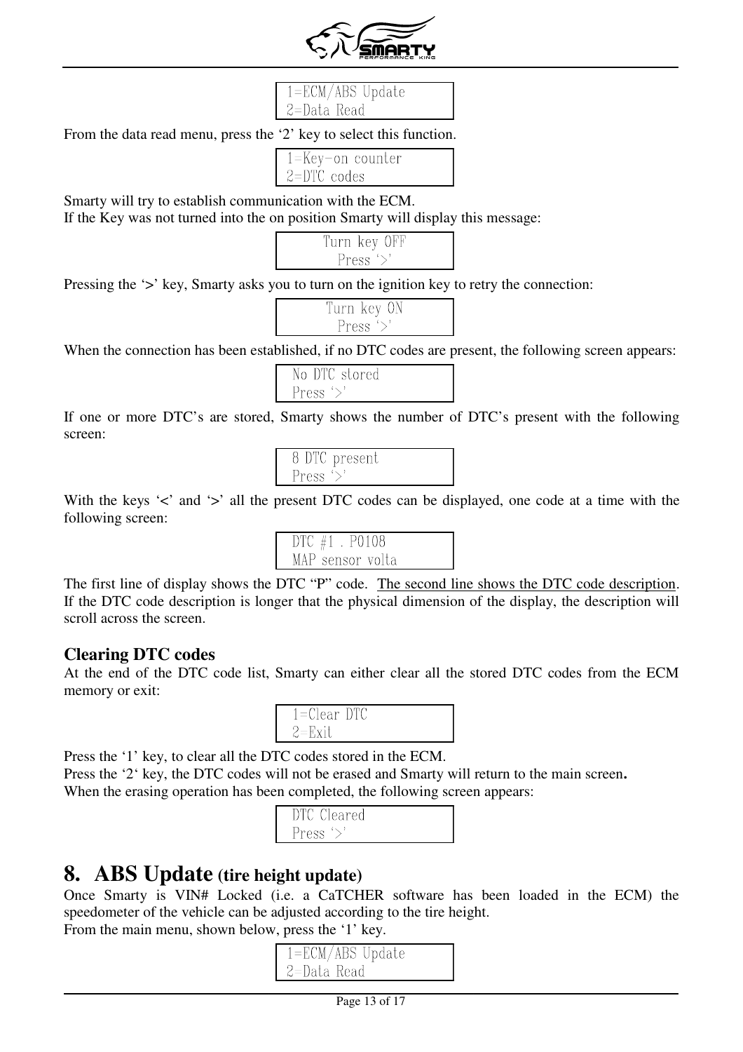```
1=ECM/ABS Update
2=Data Read
```

From the data read menu, press the '2' key to select this function.

```
1=Key-on counter
2=DTC codes
```

Smarty will try to establish communication with the ECM.
If the Key was not turned into the on position Smarty will display this message:

```
Turn key OFF
Press '>'
```

Pressing the '>' key, Smarty asks you to turn on the ignition key to retry the connection:

```
Turn key ON
Press '>'
```

When the connection has been established, if no DTC codes are present, the following screen appears:

```
No DTC stored
Press '>'
```

If one or more DTC's are stored, Smarty shows the number of DTC's present with the following screen:

```
8 DTC present
Press '>'
```

With the keys '<' and '>' all the present DTC codes can be displayed, one code at a time with the following screen:

```
DTC #1 . P0108
MAP sensor volta
```

The first line of display shows the DTC "P" code. The second line shows the DTC code description. If the DTC code description is longer that the physical dimension of the display, the description will scroll across the screen.

### Clearing DTC codes

At the end of the DTC code list, Smarty can either clear all the stored DTC codes from the ECM memory or exit:

```
1=Clear DTC
2=Exit
```

Press the '1' key, to clear all the DTC codes stored in the ECM.
Press the '2' key, the DTC codes will not be erased and Smarty will return to the main screen**.**
When the erasing operation has been completed, the following screen appears:

```
DTC Cleared
Press '>'
```

## 8. ABS Update (tire height update)

Once Smarty is VIN# Locked (i.e. a CaTCHER software has been loaded in the ECM) the speedometer of the vehicle can be adjusted according to the tire height.
From the main menu, shown below, press the '1' key.

```
1=ECM/ABS Update
2=Data Read
```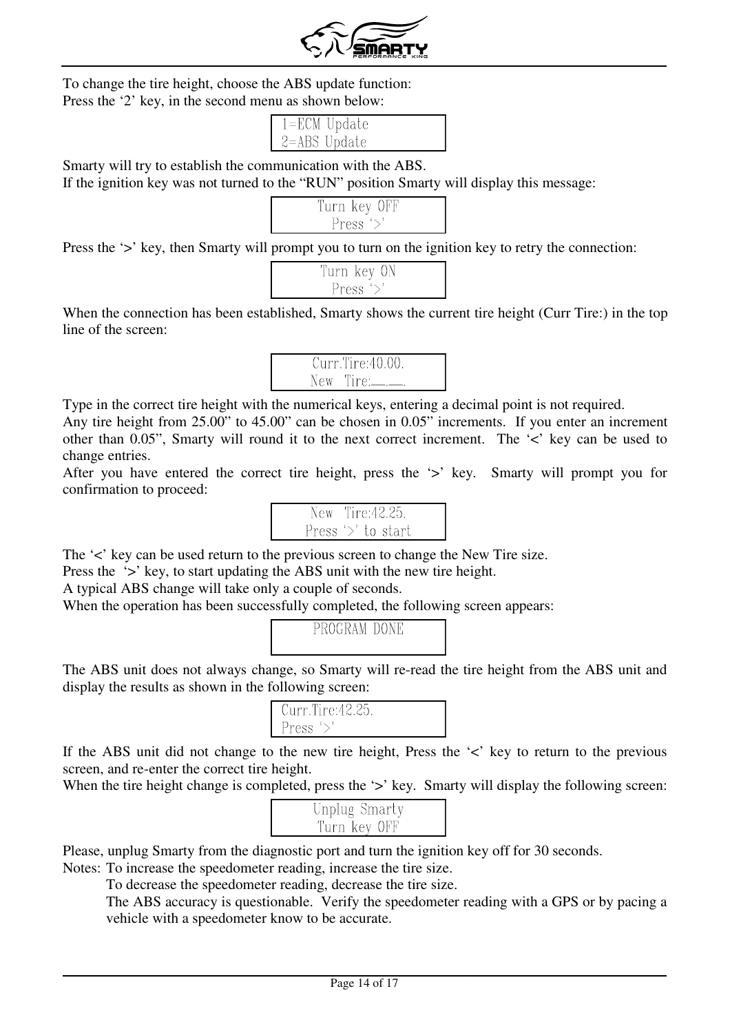To change the tire height, choose the ABS update function:
Press the ‘2’ key, in the second menu as shown below:

```
1=ECM Update
2=ABS Update
```

Smarty will try to establish the communication with the ABS.
If the ignition key was not turned to the “RUN” position Smarty will display this message:

```
Turn key OFF
Press ‘>’
```

Press the ‘>’ key, then Smarty will prompt you to turn on the ignition key to retry the connection:

```
Turn key ON
Press ‘>’
```

When the connection has been established, Smarty shows the current tire height (Curr Tire:) in the top line of the screen:

```
Curr.Tire:40.00.
New  Tire:__.__.
```

Type in the correct tire height with the numerical keys, entering a decimal point is not required.
Any tire height from 25.00” to 45.00” can be chosen in 0.05” increments. If you enter an increment other than 0.05”, Smarty will round it to the next correct increment. The ‘<’ key can be used to change entries.
After you have entered the correct tire height, press the ‘>’ key. Smarty will prompt you for confirmation to proceed:

```
New  Tire:42.25.
Press ‘>’ to start
```

The ‘<’ key can be used return to the previous screen to change the New Tire size.
Press the ‘>’ key, to start updating the ABS unit with the new tire height.
A typical ABS change will take only a couple of seconds.
When the operation has been successfully completed, the following screen appears:

```
PROGRAM DONE
```

The ABS unit does not always change, so Smarty will re-read the tire height from the ABS unit and display the results as shown in the following screen:

```
Curr.Tire:42.25.
Press ‘>’
```

If the ABS unit did not change to the new tire height, Press the ‘<’ key to return to the previous screen, and re-enter the correct tire height.
When the tire height change is completed, press the ‘>’ key. Smarty will display the following screen:

```
Unplug Smarty
Turn key OFF
```

Please, unplug Smarty from the diagnostic port and turn the ignition key off for 30 seconds.

Notes: To increase the speedometer reading, increase the tire size.
To decrease the speedometer reading, decrease the tire size.
The ABS accuracy is questionable. Verify the speedometer reading with a GPS or by pacing a vehicle with a speedometer know to be accurate.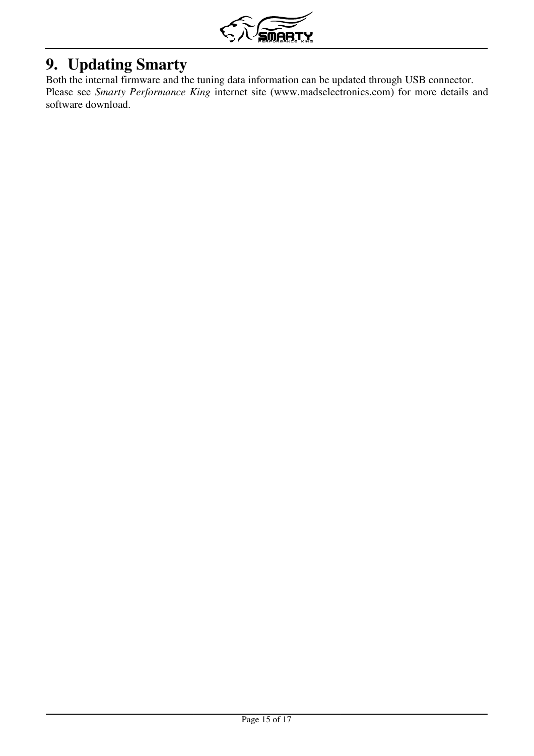# 9. Updating Smarty

Both the internal firmware and the tuning data information can be updated through USB connector. Please see *Smarty Performance King* internet site (www.madselectronics.com) for more details and software download.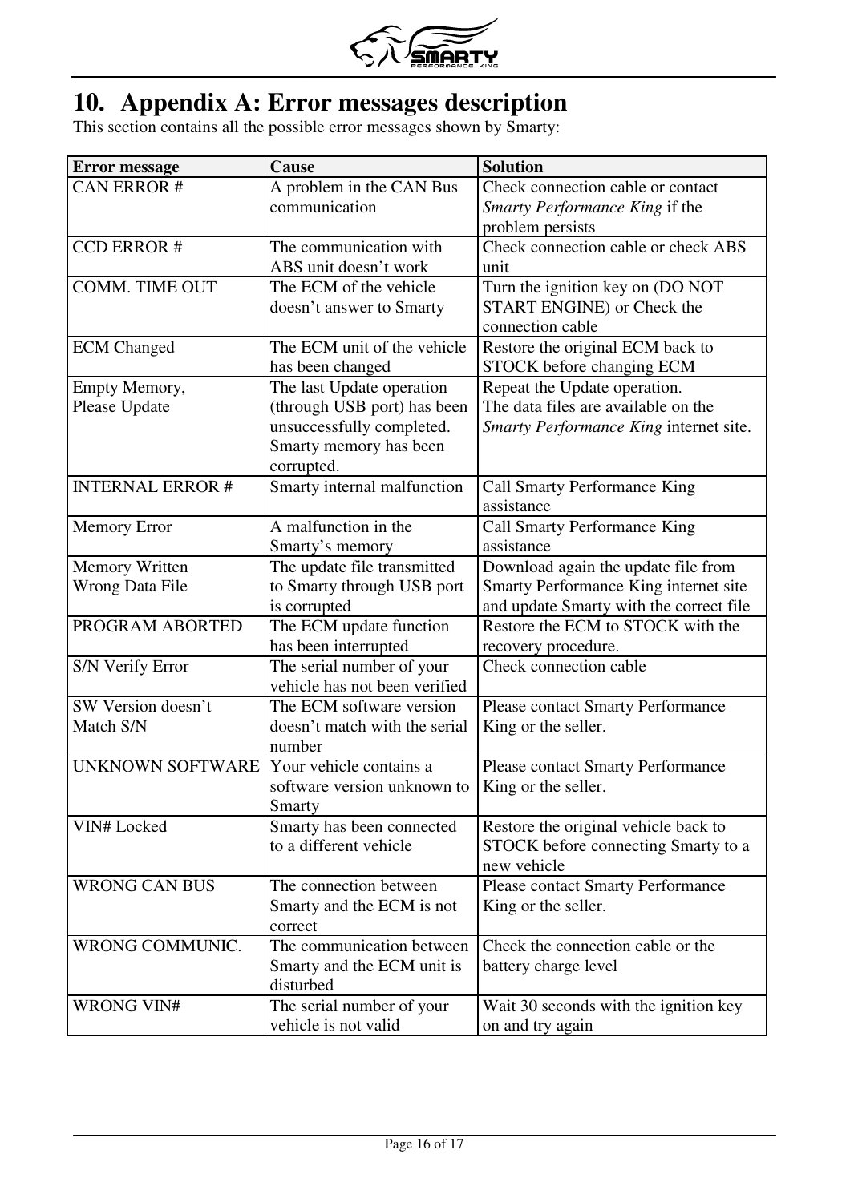# 10. Appendix A: Error messages description

This section contains all the possible error messages shown by Smarty:

| Error message | Cause | Solution |
|---|---|---|
| CAN ERROR # | A problem in the CAN Bus communication | Check connection cable or contact *Smarty Performance King* if the problem persists |
| CCD ERROR # | The communication with ABS unit doesn't work | Check connection cable or check ABS unit |
| COMM. TIME OUT | The ECM of the vehicle doesn't answer to Smarty | Turn the ignition key on (DO NOT START ENGINE) or Check the connection cable |
| ECM Changed | The ECM unit of the vehicle has been changed | Restore the original ECM back to STOCK before changing ECM |
| Empty Memory, Please Update | The last Update operation (through USB port) has been unsuccessfully completed. Smarty memory has been corrupted. | Repeat the Update operation. The data files are available on the *Smarty Performance King* internet site. |
| INTERNAL ERROR # | Smarty internal malfunction | Call Smarty Performance King assistance |
| Memory Error | A malfunction in the Smarty's memory | Call Smarty Performance King assistance |
| Memory Written Wrong Data File | The update file transmitted to Smarty through USB port is corrupted | Download again the update file from Smarty Performance King internet site and update Smarty with the correct file |
| PROGRAM ABORTED | The ECM update function has been interrupted | Restore the ECM to STOCK with the recovery procedure. |
| S/N Verify Error | The serial number of your vehicle has not been verified | Check connection cable |
| SW Version doesn't Match S/N | The ECM software version doesn't match with the serial number | Please contact Smarty Performance King or the seller. |
| UNKNOWN SOFTWARE | Your vehicle contains a software version unknown to Smarty | Please contact Smarty Performance King or the seller. |
| VIN# Locked | Smarty has been connected to a different vehicle | Restore the original vehicle back to STOCK before connecting Smarty to a new vehicle |
| WRONG CAN BUS | The connection between Smarty and the ECM is not correct | Please contact Smarty Performance King or the seller. |
| WRONG COMMUNIC. | The communication between Smarty and the ECM unit is disturbed | Check the connection cable or the battery charge level |
| WRONG VIN# | The serial number of your vehicle is not valid | Wait 30 seconds with the ignition key on and try again |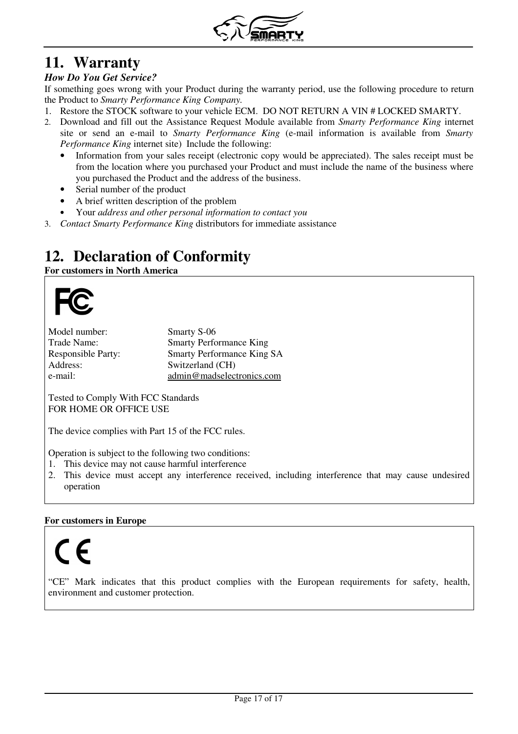# 11. Warranty

***How Do You Get Service?***

If something goes wrong with your Product during the warranty period, use the following procedure to return the Product to *Smarty Performance King Company.*

1. Restore the STOCK software to your vehicle ECM. DO NOT RETURN A VIN # LOCKED SMARTY.
2. Download and fill out the Assistance Request Module available from *Smarty Performance King* internet site or send an e-mail to *Smarty Performance King* (e-mail information is available from *Smarty Performance King* internet site) Include the following:
   - Information from your sales receipt (electronic copy would be appreciated). The sales receipt must be from the location where you purchased your Product and must include the name of the business where you purchased the Product and the address of the business.
   - Serial number of the product
   - A brief written description of the problem
   - Your *address and other personal information to contact you*
3. *Contact Smarty Performance King* distributors for immediate assistance

# 12. Declaration of Conformity

**For customers in North America**

| | |
|---|---|
| Model number: | Smarty S-06 |
| Trade Name: | Smarty Performance King |
| Responsible Party: | Smarty Performance King SA |
| Address: | Switzerland (CH) |
| e-mail: | admin@madselectronics.com |

Tested to Comply With FCC Standards
FOR HOME OR OFFICE USE

The device complies with Part 15 of the FCC rules.

Operation is subject to the following two conditions:

1. This device may not cause harmful interference
2. This device must accept any interference received, including interference that may cause undesired operation

**For customers in Europe**

"CE" Mark indicates that this product complies with the European requirements for safety, health, environment and customer protection.